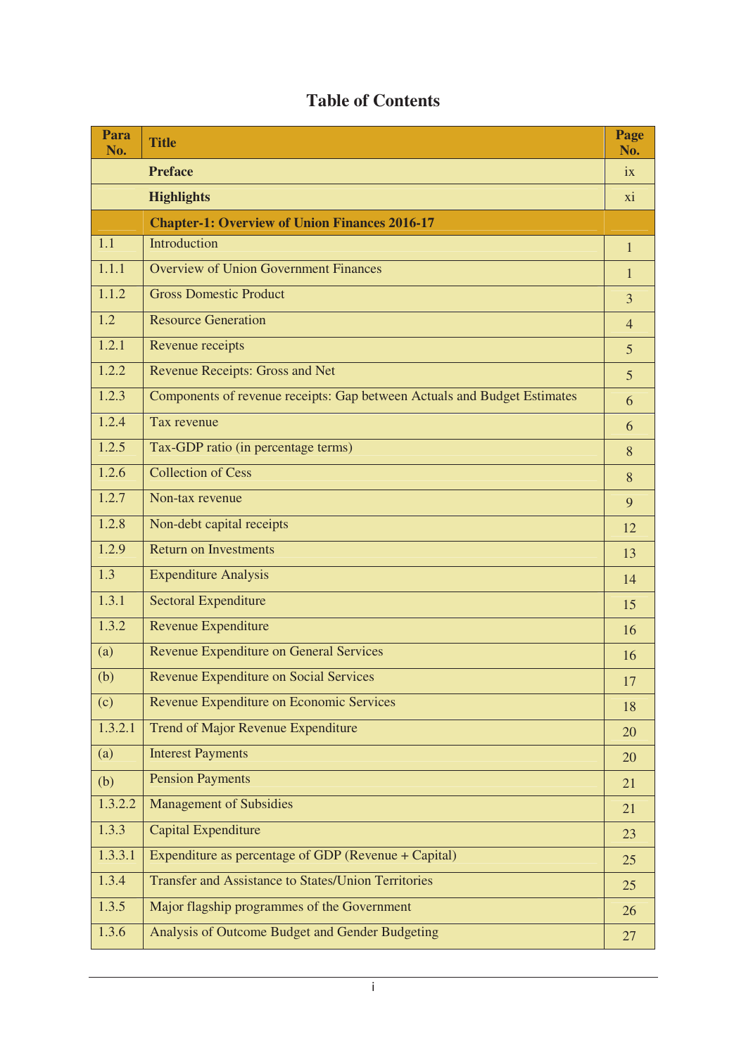# Table of Contents

| Para No. | Title | Page No. |
|---|---|---|
| | **Preface** | ix |
| | **Highlights** | xi |
| | **Chapter-1: Overview of Union Finances 2016-17** | |
| 1.1 | Introduction | 1 |
| 1.1.1 | Overview of Union Government Finances | 1 |
| 1.1.2 | Gross Domestic Product | 3 |
| 1.2 | Resource Generation | 4 |
| 1.2.1 | Revenue receipts | 5 |
| 1.2.2 | Revenue Receipts: Gross and Net | 5 |
| 1.2.3 | Components of revenue receipts: Gap between Actuals and Budget Estimates | 6 |
| 1.2.4 | Tax revenue | 6 |
| 1.2.5 | Tax-GDP ratio (in percentage terms) | 8 |
| 1.2.6 | Collection of Cess | 8 |
| 1.2.7 | Non-tax revenue | 9 |
| 1.2.8 | Non-debt capital receipts | 12 |
| 1.2.9 | Return on Investments | 13 |
| 1.3 | Expenditure Analysis | 14 |
| 1.3.1 | Sectoral Expenditure | 15 |
| 1.3.2 | Revenue Expenditure | 16 |
| (a) | Revenue Expenditure on General Services | 16 |
| (b) | Revenue Expenditure on Social Services | 17 |
| (c) | Revenue Expenditure on Economic Services | 18 |
| 1.3.2.1 | Trend of Major Revenue Expenditure | 20 |
| (a) | Interest Payments | 20 |
| (b) | Pension Payments | 21 |
| 1.3.2.2 | Management of Subsidies | 21 |
| 1.3.3 | Capital Expenditure | 23 |
| 1.3.3.1 | Expenditure as percentage of GDP (Revenue + Capital) | 25 |
| 1.3.4 | Transfer and Assistance to States/Union Territories | 25 |
| 1.3.5 | Major flagship programmes of the Government | 26 |
| 1.3.6 | Analysis of Outcome Budget and Gender Budgeting | 27 |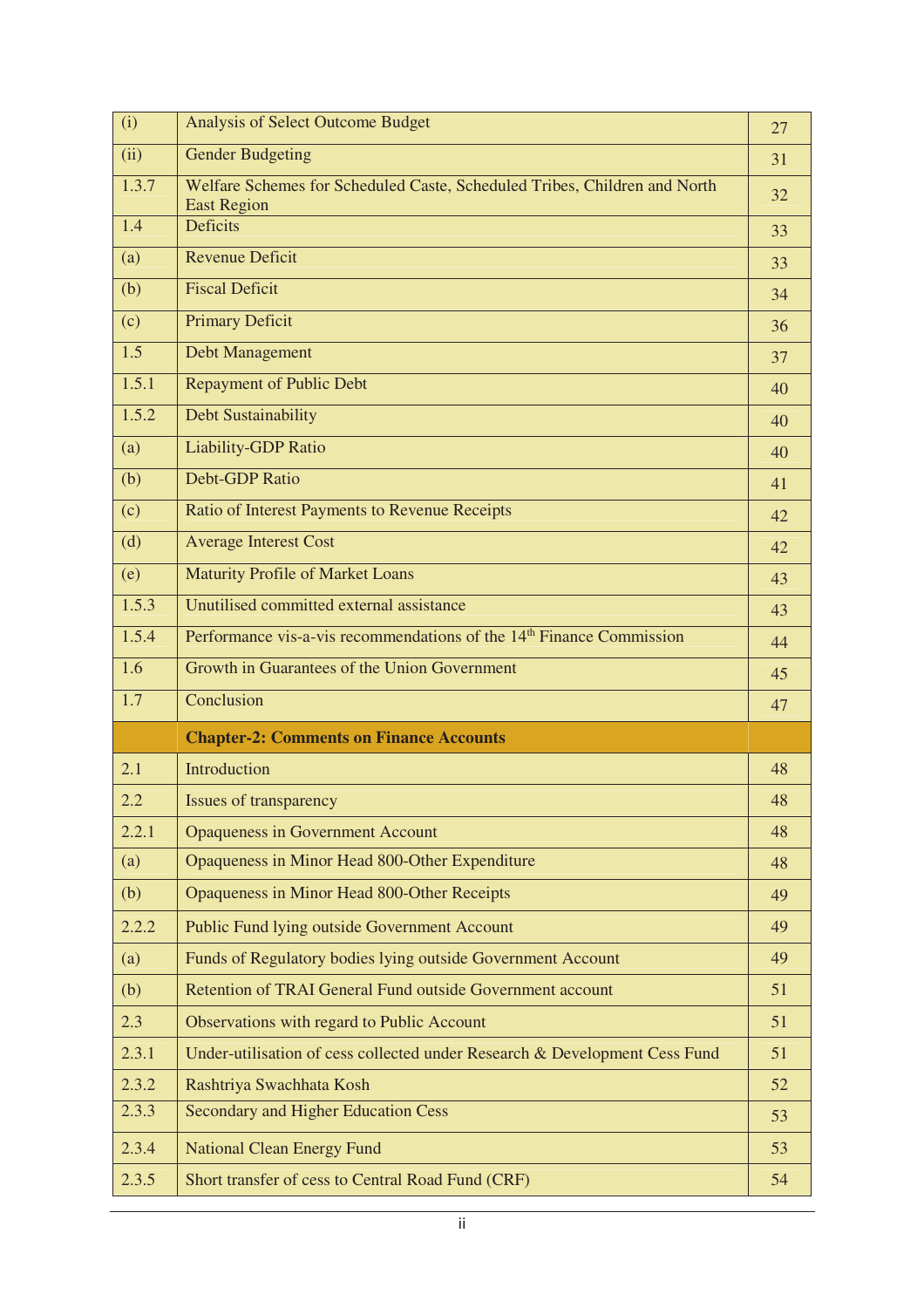| | | |
|---|---|---|
| (i) | Analysis of Select Outcome Budget | 27 |
| (ii) | Gender Budgeting | 31 |
| 1.3.7 | Welfare Schemes for Scheduled Caste, Scheduled Tribes, Children and North East Region | 32 |
| 1.4 | Deficits | 33 |
| (a) | Revenue Deficit | 33 |
| (b) | Fiscal Deficit | 34 |
| (c) | Primary Deficit | 36 |
| 1.5 | Debt Management | 37 |
| 1.5.1 | Repayment of Public Debt | 40 |
| 1.5.2 | Debt Sustainability | 40 |
| (a) | Liability-GDP Ratio | 40 |
| (b) | Debt-GDP Ratio | 41 |
| (c) | Ratio of Interest Payments to Revenue Receipts | 42 |
| (d) | Average Interest Cost | 42 |
| (e) | Maturity Profile of Market Loans | 43 |
| 1.5.3 | Unutilised committed external assistance | 43 |
| 1.5.4 | Performance vis-a-vis recommendations of the 14th Finance Commission | 44 |
| 1.6 | Growth in Guarantees of the Union Government | 45 |
| 1.7 | Conclusion | 47 |
| | **Chapter-2: Comments on Finance Accounts** | |
| 2.1 | Introduction | 48 |
| 2.2 | Issues of transparency | 48 |
| 2.2.1 | Opaqueness in Government Account | 48 |
| (a) | Opaqueness in Minor Head 800-Other Expenditure | 48 |
| (b) | Opaqueness in Minor Head 800-Other Receipts | 49 |
| 2.2.2 | Public Fund lying outside Government Account | 49 |
| (a) | Funds of Regulatory bodies lying outside Government Account | 49 |
| (b) | Retention of TRAI General Fund outside Government account | 51 |
| 2.3 | Observations with regard to Public Account | 51 |
| 2.3.1 | Under-utilisation of cess collected under Research & Development Cess Fund | 51 |
| 2.3.2 | Rashtriya Swachhata Kosh | 52 |
| 2.3.3 | Secondary and Higher Education Cess | 53 |
| 2.3.4 | National Clean Energy Fund | 53 |
| 2.3.5 | Short transfer of cess to Central Road Fund (CRF) | 54 |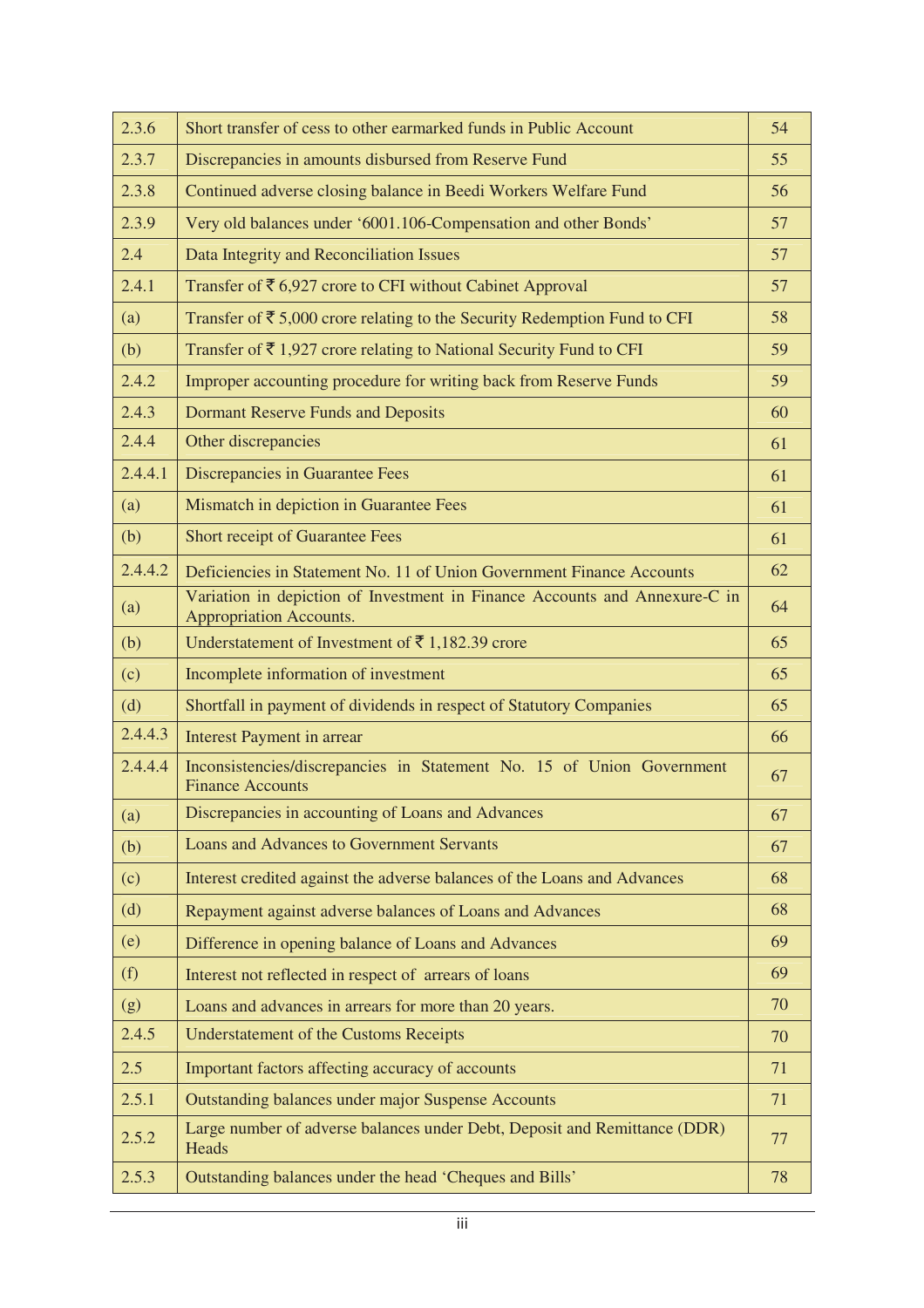| | | |
|---|---|---|
| 2.3.6 | Short transfer of cess to other earmarked funds in Public Account | 54 |
| 2.3.7 | Discrepancies in amounts disbursed from Reserve Fund | 55 |
| 2.3.8 | Continued adverse closing balance in Beedi Workers Welfare Fund | 56 |
| 2.3.9 | Very old balances under '6001.106-Compensation and other Bonds' | 57 |
| 2.4 | Data Integrity and Reconciliation Issues | 57 |
| 2.4.1 | Transfer of ₹ 6,927 crore to CFI without Cabinet Approval | 57 |
| (a) | Transfer of ₹ 5,000 crore relating to the Security Redemption Fund to CFI | 58 |
| (b) | Transfer of ₹ 1,927 crore relating to National Security Fund to CFI | 59 |
| 2.4.2 | Improper accounting procedure for writing back from Reserve Funds | 59 |
| 2.4.3 | Dormant Reserve Funds and Deposits | 60 |
| 2.4.4 | Other discrepancies | 61 |
| 2.4.4.1 | Discrepancies in Guarantee Fees | 61 |
| (a) | Mismatch in depiction in Guarantee Fees | 61 |
| (b) | Short receipt of Guarantee Fees | 61 |
| 2.4.4.2 | Deficiencies in Statement No. 11 of Union Government Finance Accounts | 62 |
| (a) | Variation in depiction of Investment in Finance Accounts and Annexure-C in Appropriation Accounts. | 64 |
| (b) | Understatement of Investment of ₹ 1,182.39 crore | 65 |
| (c) | Incomplete information of investment | 65 |
| (d) | Shortfall in payment of dividends in respect of Statutory Companies | 65 |
| 2.4.4.3 | Interest Payment in arrear | 66 |
| 2.4.4.4 | Inconsistencies/discrepancies in Statement No. 15 of Union Government Finance Accounts | 67 |
| (a) | Discrepancies in accounting of Loans and Advances | 67 |
| (b) | Loans and Advances to Government Servants | 67 |
| (c) | Interest credited against the adverse balances of the Loans and Advances | 68 |
| (d) | Repayment against adverse balances of Loans and Advances | 68 |
| (e) | Difference in opening balance of Loans and Advances | 69 |
| (f) | Interest not reflected in respect of arrears of loans | 69 |
| (g) | Loans and advances in arrears for more than 20 years. | 70 |
| 2.4.5 | Understatement of the Customs Receipts | 70 |
| 2.5 | Important factors affecting accuracy of accounts | 71 |
| 2.5.1 | Outstanding balances under major Suspense Accounts | 71 |
| 2.5.2 | Large number of adverse balances under Debt, Deposit and Remittance (DDR) Heads | 77 |
| 2.5.3 | Outstanding balances under the head 'Cheques and Bills' | 78 |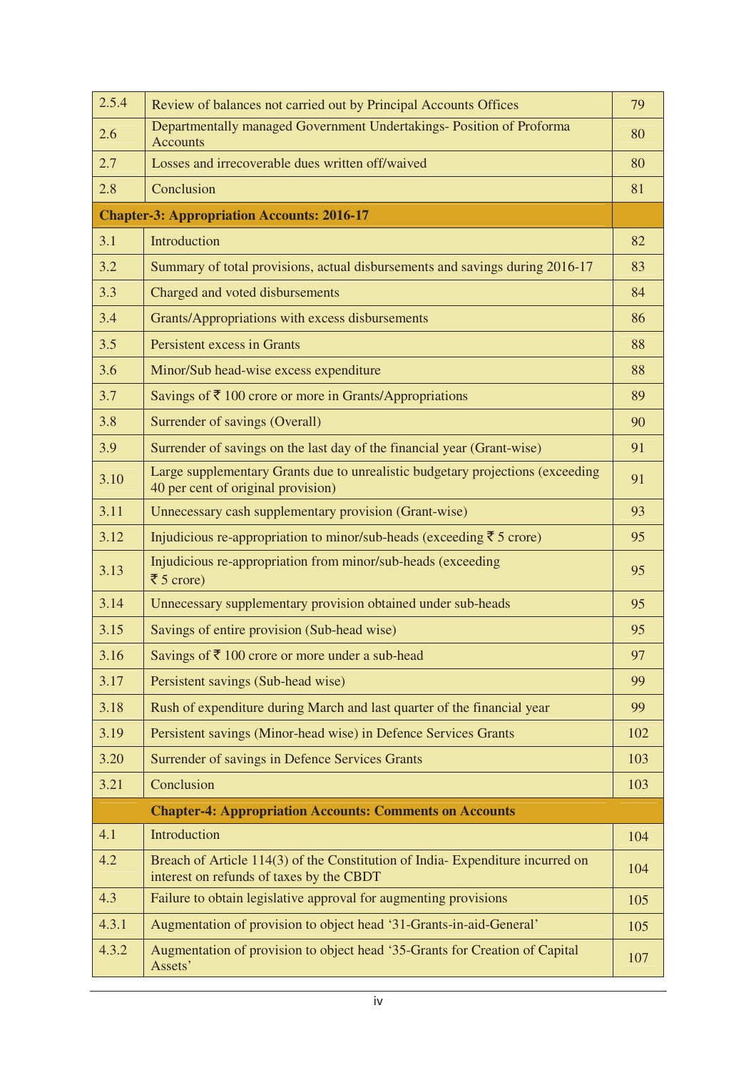| | | |
|---|---|---|
| 2.5.4 | Review of balances not carried out by Principal Accounts Offices | 79 |
| 2.6 | Departmentally managed Government Undertakings- Position of Proforma Accounts | 80 |
| 2.7 | Losses and irrecoverable dues written off/waived | 80 |
| 2.8 | Conclusion | 81 |
| **Chapter-3: Appropriation Accounts: 2016-17** | | |
| 3.1 | Introduction | 82 |
| 3.2 | Summary of total provisions, actual disbursements and savings during 2016-17 | 83 |
| 3.3 | Charged and voted disbursements | 84 |
| 3.4 | Grants/Appropriations with excess disbursements | 86 |
| 3.5 | Persistent excess in Grants | 88 |
| 3.6 | Minor/Sub head-wise excess expenditure | 88 |
| 3.7 | Savings of ₹ 100 crore or more in Grants/Appropriations | 89 |
| 3.8 | Surrender of savings (Overall) | 90 |
| 3.9 | Surrender of savings on the last day of the financial year (Grant-wise) | 91 |
| 3.10 | Large supplementary Grants due to unrealistic budgetary projections (exceeding 40 per cent of original provision) | 91 |
| 3.11 | Unnecessary cash supplementary provision (Grant-wise) | 93 |
| 3.12 | Injudicious re-appropriation to minor/sub-heads (exceeding ₹ 5 crore) | 95 |
| 3.13 | Injudicious re-appropriation from minor/sub-heads (exceeding ₹ 5 crore) | 95 |
| 3.14 | Unnecessary supplementary provision obtained under sub-heads | 95 |
| 3.15 | Savings of entire provision (Sub-head wise) | 95 |
| 3.16 | Savings of ₹ 100 crore or more under a sub-head | 97 |
| 3.17 | Persistent savings (Sub-head wise) | 99 |
| 3.18 | Rush of expenditure during March and last quarter of the financial year | 99 |
| 3.19 | Persistent savings (Minor-head wise) in Defence Services Grants | 102 |
| 3.20 | Surrender of savings in Defence Services Grants | 103 |
| 3.21 | Conclusion | 103 |
| | **Chapter-4: Appropriation Accounts: Comments on Accounts** | |
| 4.1 | Introduction | 104 |
| 4.2 | Breach of Article 114(3) of the Constitution of India- Expenditure incurred on interest on refunds of taxes by the CBDT | 104 |
| 4.3 | Failure to obtain legislative approval for augmenting provisions | 105 |
| 4.3.1 | Augmentation of provision to object head '31-Grants-in-aid-General' | 105 |
| 4.3.2 | Augmentation of provision to object head '35-Grants for Creation of Capital Assets' | 107 |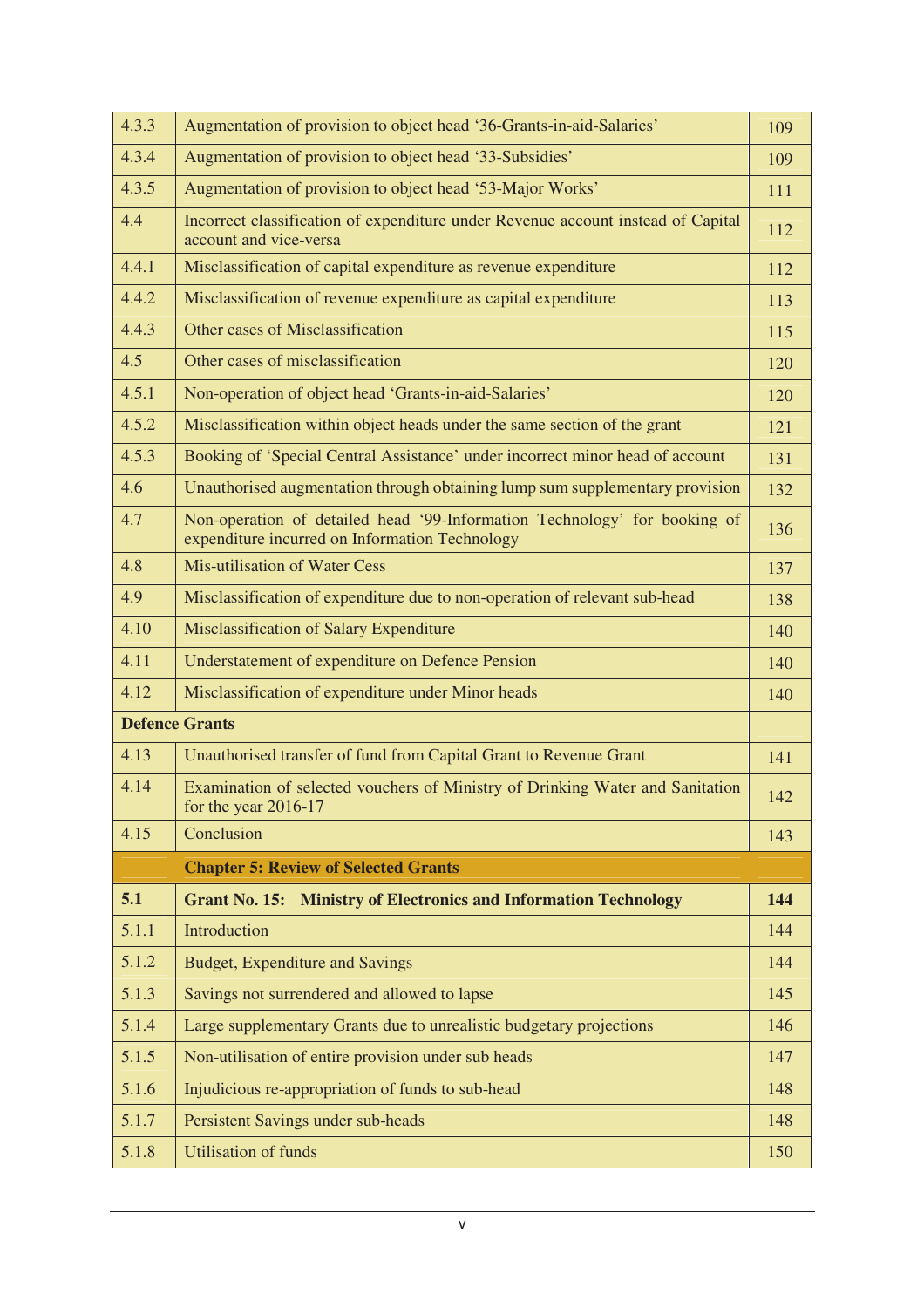| | | |
|---|---|---|
| 4.3.3 | Augmentation of provision to object head '36-Grants-in-aid-Salaries' | 109 |
| 4.3.4 | Augmentation of provision to object head '33-Subsidies' | 109 |
| 4.3.5 | Augmentation of provision to object head '53-Major Works' | 111 |
| 4.4 | Incorrect classification of expenditure under Revenue account instead of Capital account and vice-versa | 112 |
| 4.4.1 | Misclassification of capital expenditure as revenue expenditure | 112 |
| 4.4.2 | Misclassification of revenue expenditure as capital expenditure | 113 |
| 4.4.3 | Other cases of Misclassification | 115 |
| 4.5 | Other cases of misclassification | 120 |
| 4.5.1 | Non-operation of object head 'Grants-in-aid-Salaries' | 120 |
| 4.5.2 | Misclassification within object heads under the same section of the grant | 121 |
| 4.5.3 | Booking of 'Special Central Assistance' under incorrect minor head of account | 131 |
| 4.6 | Unauthorised augmentation through obtaining lump sum supplementary provision | 132 |
| 4.7 | Non-operation of detailed head '99-Information Technology' for booking of expenditure incurred on Information Technology | 136 |
| 4.8 | Mis-utilisation of Water Cess | 137 |
| 4.9 | Misclassification of expenditure due to non-operation of relevant sub-head | 138 |
| 4.10 | Misclassification of Salary Expenditure | 140 |
| 4.11 | Understatement of expenditure on Defence Pension | 140 |
| 4.12 | Misclassification of expenditure under Minor heads | 140 |
| **Defence Grants** | | |
| 4.13 | Unauthorised transfer of fund from Capital Grant to Revenue Grant | 141 |
| 4.14 | Examination of selected vouchers of Ministry of Drinking Water and Sanitation for the year 2016-17 | 142 |
| 4.15 | Conclusion | 143 |
| | **Chapter 5: Review of Selected Grants** | |
| **5.1** | **Grant No. 15: Ministry of Electronics and Information Technology** | **144** |
| 5.1.1 | Introduction | 144 |
| 5.1.2 | Budget, Expenditure and Savings | 144 |
| 5.1.3 | Savings not surrendered and allowed to lapse | 145 |
| 5.1.4 | Large supplementary Grants due to unrealistic budgetary projections | 146 |
| 5.1.5 | Non-utilisation of entire provision under sub heads | 147 |
| 5.1.6 | Injudicious re-appropriation of funds to sub-head | 148 |
| 5.1.7 | Persistent Savings under sub-heads | 148 |
| 5.1.8 | Utilisation of funds | 150 |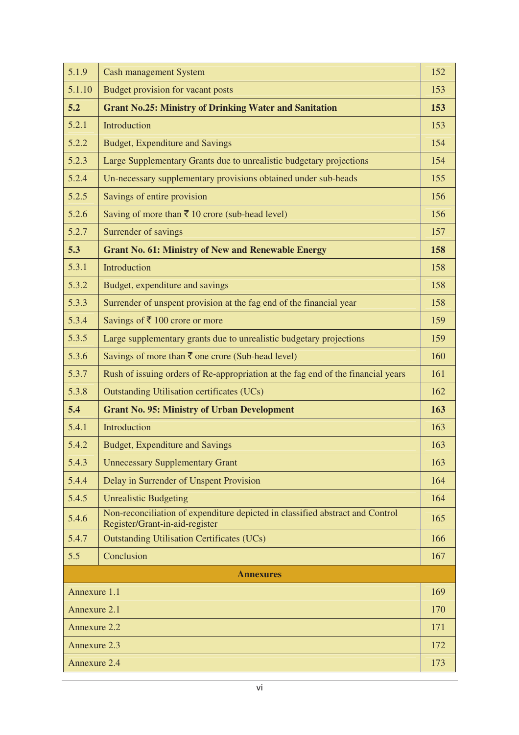| | | |
|---|---|---|
| 5.1.9 | Cash management System | 152 |
| 5.1.10 | Budget provision for vacant posts | 153 |
| **5.2** | **Grant No.25: Ministry of Drinking Water and Sanitation** | **153** |
| 5.2.1 | Introduction | 153 |
| 5.2.2 | Budget, Expenditure and Savings | 154 |
| 5.2.3 | Large Supplementary Grants due to unrealistic budgetary projections | 154 |
| 5.2.4 | Un-necessary supplementary provisions obtained under sub-heads | 155 |
| 5.2.5 | Savings of entire provision | 156 |
| 5.2.6 | Saving of more than ₹ 10 crore (sub-head level) | 156 |
| 5.2.7 | Surrender of savings | 157 |
| **5.3** | **Grant No. 61: Ministry of New and Renewable Energy** | **158** |
| 5.3.1 | Introduction | 158 |
| 5.3.2 | Budget, expenditure and savings | 158 |
| 5.3.3 | Surrender of unspent provision at the fag end of the financial year | 158 |
| 5.3.4 | Savings of ₹ 100 crore or more | 159 |
| 5.3.5 | Large supplementary grants due to unrealistic budgetary projections | 159 |
| 5.3.6 | Savings of more than ₹ one crore (Sub-head level) | 160 |
| 5.3.7 | Rush of issuing orders of Re-appropriation at the fag end of the financial years | 161 |
| 5.3.8 | Outstanding Utilisation certificates (UCs) | 162 |
| **5.4** | **Grant No. 95: Ministry of Urban Development** | **163** |
| 5.4.1 | Introduction | 163 |
| 5.4.2 | Budget, Expenditure and Savings | 163 |
| 5.4.3 | Unnecessary Supplementary Grant | 163 |
| 5.4.4 | Delay in Surrender of Unspent Provision | 164 |
| 5.4.5 | Unrealistic Budgeting | 164 |
| 5.4.6 | Non-reconciliation of expenditure depicted in classified abstract and Control Register/Grant-in-aid-register | 165 |
| 5.4.7 | Outstanding Utilisation Certificates (UCs) | 166 |
| 5.5 | Conclusion | 167 |
| | **Annexures** | |
| Annexure 1.1 | | 169 |
| Annexure 2.1 | | 170 |
| Annexure 2.2 | | 171 |
| Annexure 2.3 | | 172 |
| Annexure 2.4 | | 173 |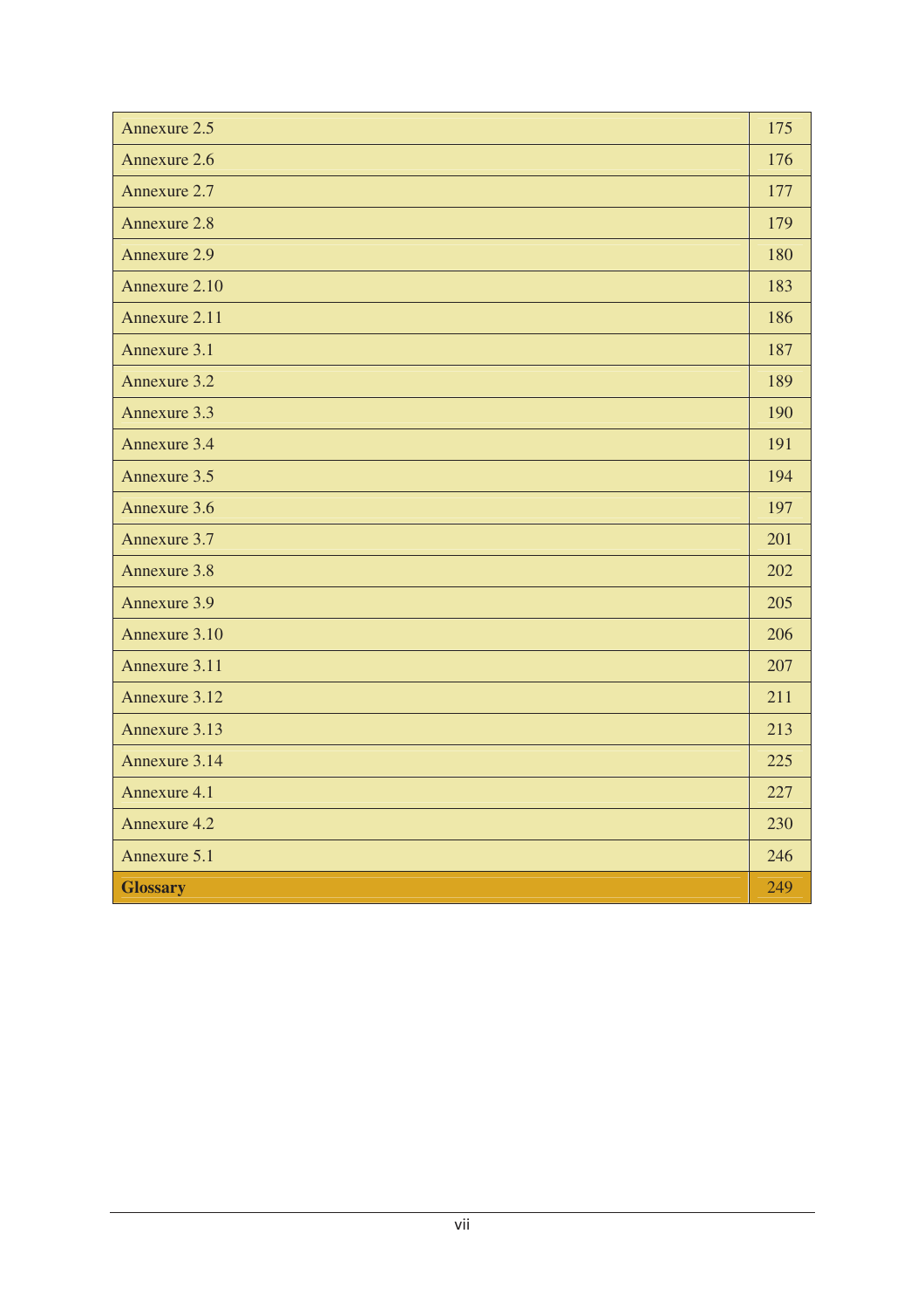| | |
|---|---|
| Annexure 2.5 | 175 |
| Annexure 2.6 | 176 |
| Annexure 2.7 | 177 |
| Annexure 2.8 | 179 |
| Annexure 2.9 | 180 |
| Annexure 2.10 | 183 |
| Annexure 2.11 | 186 |
| Annexure 3.1 | 187 |
| Annexure 3.2 | 189 |
| Annexure 3.3 | 190 |
| Annexure 3.4 | 191 |
| Annexure 3.5 | 194 |
| Annexure 3.6 | 197 |
| Annexure 3.7 | 201 |
| Annexure 3.8 | 202 |
| Annexure 3.9 | 205 |
| Annexure 3.10 | 206 |
| Annexure 3.11 | 207 |
| Annexure 3.12 | 211 |
| Annexure 3.13 | 213 |
| Annexure 3.14 | 225 |
| Annexure 4.1 | 227 |
| Annexure 4.2 | 230 |
| Annexure 5.1 | 246 |
| **Glossary** | 249 |